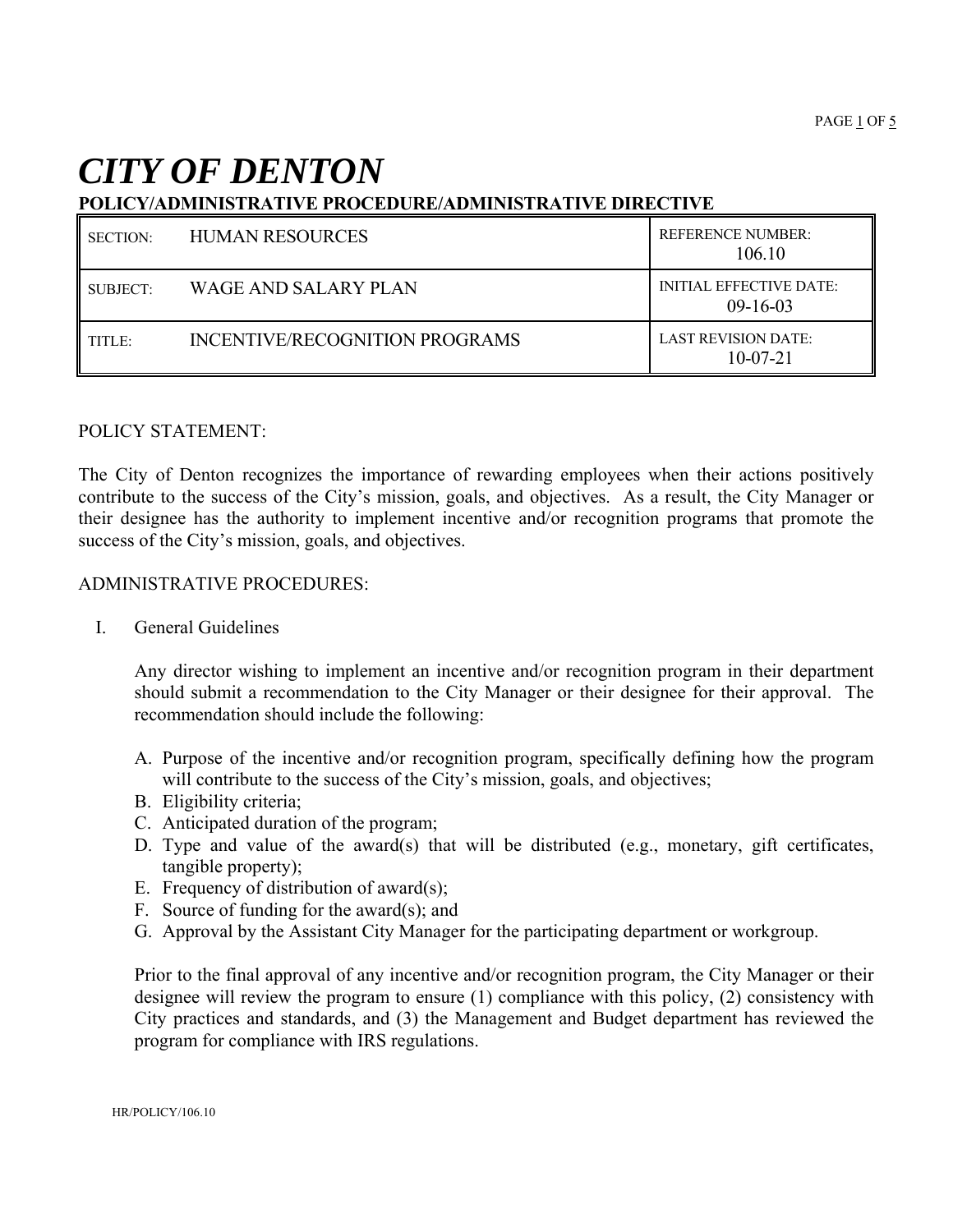# CITY OF DENTON

**POLICY/ADMINISTRATIVE PROCEDURE/ADMINISTRATIVE DIRECTIVE**

| | | |
|---|---|---|
| SECTION: | HUMAN RESOURCES | REFERENCE NUMBER: 106.10 |
| SUBJECT: | WAGE AND SALARY PLAN | INITIAL EFFECTIVE DATE: 09-16-03 |
| TITLE: | INCENTIVE/RECOGNITION PROGRAMS | LAST REVISION DATE: 10-07-21 |

POLICY STATEMENT:

The City of Denton recognizes the importance of rewarding employees when their actions positively contribute to the success of the City's mission, goals, and objectives. As a result, the City Manager or their designee has the authority to implement incentive and/or recognition programs that promote the success of the City's mission, goals, and objectives.

ADMINISTRATIVE PROCEDURES:

I. General Guidelines

Any director wishing to implement an incentive and/or recognition program in their department should submit a recommendation to the City Manager or their designee for their approval. The recommendation should include the following:

A. Purpose of the incentive and/or recognition program, specifically defining how the program will contribute to the success of the City's mission, goals, and objectives;
B. Eligibility criteria;
C. Anticipated duration of the program;
D. Type and value of the award(s) that will be distributed (e.g., monetary, gift certificates, tangible property);
E. Frequency of distribution of award(s);
F. Source of funding for the award(s); and
G. Approval by the Assistant City Manager for the participating department or workgroup.

Prior to the final approval of any incentive and/or recognition program, the City Manager or their designee will review the program to ensure (1) compliance with this policy, (2) consistency with City practices and standards, and (3) the Management and Budget department has reviewed the program for compliance with IRS regulations.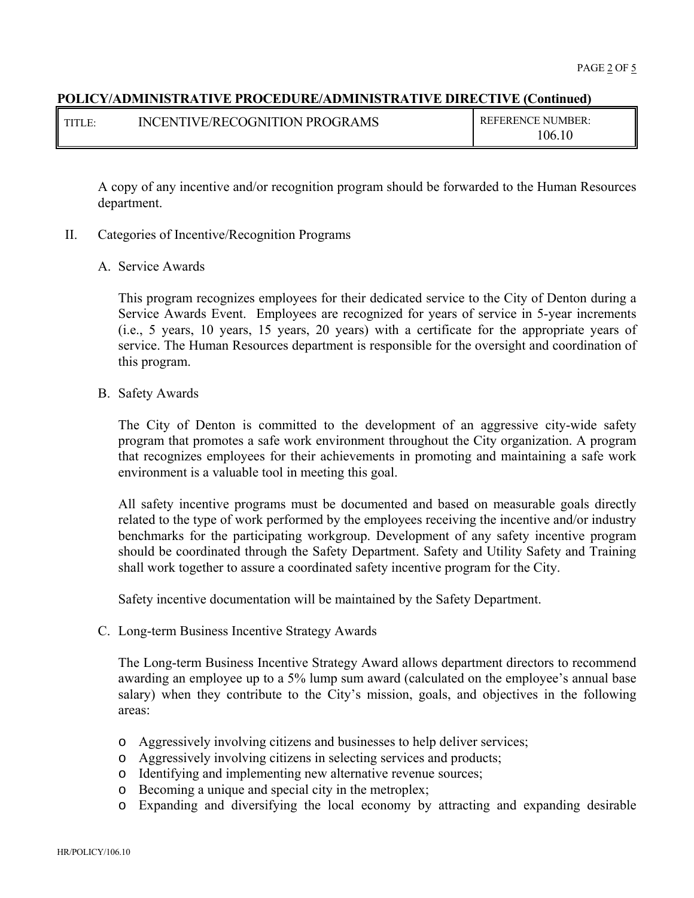**POLICY/ADMINISTRATIVE PROCEDURE/ADMINISTRATIVE DIRECTIVE (Continued)**

| TITLE: INCENTIVE/RECOGNITION PROGRAMS | REFERENCE NUMBER: 106.10 |
| --- | --- |

A copy of any incentive and/or recognition program should be forwarded to the Human Resources department.

II. Categories of Incentive/Recognition Programs

A. Service Awards

This program recognizes employees for their dedicated service to the City of Denton during a Service Awards Event. Employees are recognized for years of service in 5-year increments (i.e., 5 years, 10 years, 15 years, 20 years) with a certificate for the appropriate years of service. The Human Resources department is responsible for the oversight and coordination of this program.

B. Safety Awards

The City of Denton is committed to the development of an aggressive city-wide safety program that promotes a safe work environment throughout the City organization. A program that recognizes employees for their achievements in promoting and maintaining a safe work environment is a valuable tool in meeting this goal.

All safety incentive programs must be documented and based on measurable goals directly related to the type of work performed by the employees receiving the incentive and/or industry benchmarks for the participating workgroup. Development of any safety incentive program should be coordinated through the Safety Department. Safety and Utility Safety and Training shall work together to assure a coordinated safety incentive program for the City.

Safety incentive documentation will be maintained by the Safety Department.

C. Long-term Business Incentive Strategy Awards

The Long-term Business Incentive Strategy Award allows department directors to recommend awarding an employee up to a 5% lump sum award (calculated on the employee's annual base salary) when they contribute to the City's mission, goals, and objectives in the following areas:

- Aggressively involving citizens and businesses to help deliver services;
- Aggressively involving citizens in selecting services and products;
- Identifying and implementing new alternative revenue sources;
- Becoming a unique and special city in the metroplex;
- Expanding and diversifying the local economy by attracting and expanding desirable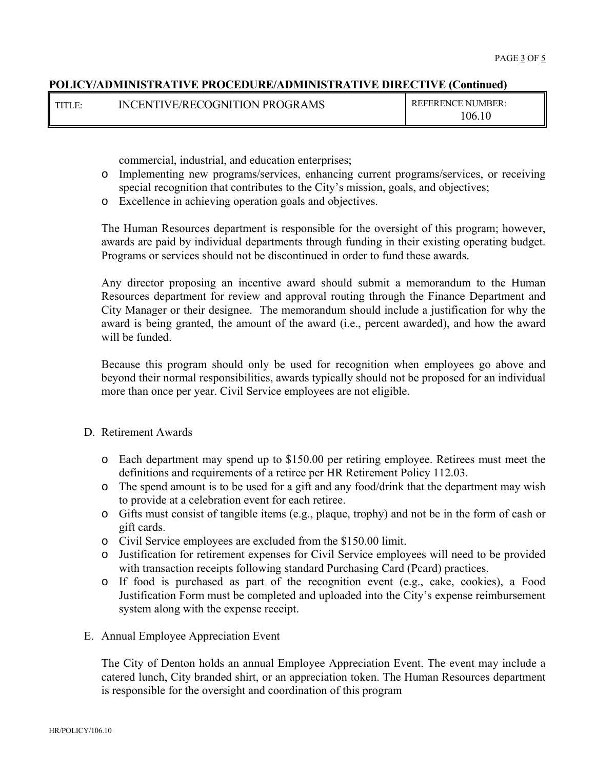commercial, industrial, and education enterprises;

- Implementing new programs/services, enhancing current programs/services, or receiving special recognition that contributes to the City's mission, goals, and objectives;
- Excellence in achieving operation goals and objectives.

The Human Resources department is responsible for the oversight of this program; however, awards are paid by individual departments through funding in their existing operating budget. Programs or services should not be discontinued in order to fund these awards.

Any director proposing an incentive award should submit a memorandum to the Human Resources department for review and approval routing through the Finance Department and City Manager or their designee. The memorandum should include a justification for why the award is being granted, the amount of the award (i.e., percent awarded), and how the award will be funded.

Because this program should only be used for recognition when employees go above and beyond their normal responsibilities, awards typically should not be proposed for an individual more than once per year. Civil Service employees are not eligible.

D. Retirement Awards

- Each department may spend up to $150.00 per retiring employee. Retirees must meet the definitions and requirements of a retiree per HR Retirement Policy 112.03.
- The spend amount is to be used for a gift and any food/drink that the department may wish to provide at a celebration event for each retiree.
- Gifts must consist of tangible items (e.g., plaque, trophy) and not be in the form of cash or gift cards.
- Civil Service employees are excluded from the $150.00 limit.
- Justification for retirement expenses for Civil Service employees will need to be provided with transaction receipts following standard Purchasing Card (Pcard) practices.
- If food is purchased as part of the recognition event (e.g., cake, cookies), a Food Justification Form must be completed and uploaded into the City's expense reimbursement system along with the expense receipt.

E. Annual Employee Appreciation Event

The City of Denton holds an annual Employee Appreciation Event. The event may include a catered lunch, City branded shirt, or an appreciation token. The Human Resources department is responsible for the oversight and coordination of this program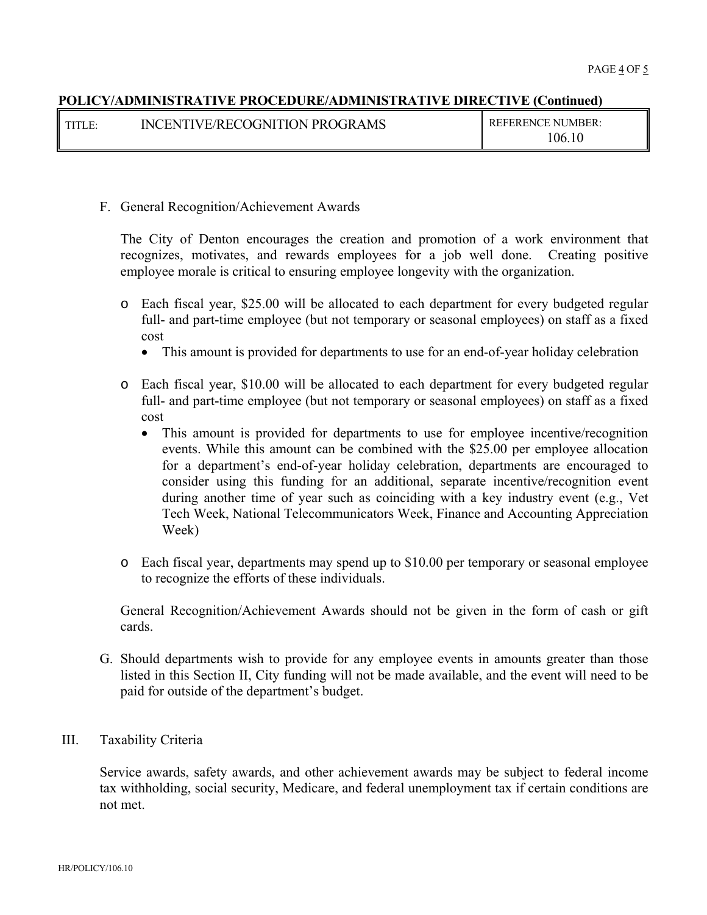**POLICY/ADMINISTRATIVE PROCEDURE/ADMINISTRATIVE DIRECTIVE (Continued)**

| TITLE: INCENTIVE/RECOGNITION PROGRAMS | REFERENCE NUMBER: 106.10 |
|---|---|

F. General Recognition/Achievement Awards

The City of Denton encourages the creation and promotion of a work environment that recognizes, motivates, and rewards employees for a job well done. Creating positive employee morale is critical to ensuring employee longevity with the organization.

- Each fiscal year, $25.00 will be allocated to each department for every budgeted regular full- and part-time employee (but not temporary or seasonal employees) on staff as a fixed cost
  - This amount is provided for departments to use for an end-of-year holiday celebration
- Each fiscal year, $10.00 will be allocated to each department for every budgeted regular full- and part-time employee (but not temporary or seasonal employees) on staff as a fixed cost
  - This amount is provided for departments to use for employee incentive/recognition events. While this amount can be combined with the $25.00 per employee allocation for a department's end-of-year holiday celebration, departments are encouraged to consider using this funding for an additional, separate incentive/recognition event during another time of year such as coinciding with a key industry event (e.g., Vet Tech Week, National Telecommunicators Week, Finance and Accounting Appreciation Week)
- Each fiscal year, departments may spend up to $10.00 per temporary or seasonal employee to recognize the efforts of these individuals.

General Recognition/Achievement Awards should not be given in the form of cash or gift cards.

G. Should departments wish to provide for any employee events in amounts greater than those listed in this Section II, City funding will not be made available, and the event will need to be paid for outside of the department's budget.

III. Taxability Criteria

Service awards, safety awards, and other achievement awards may be subject to federal income tax withholding, social security, Medicare, and federal unemployment tax if certain conditions are not met.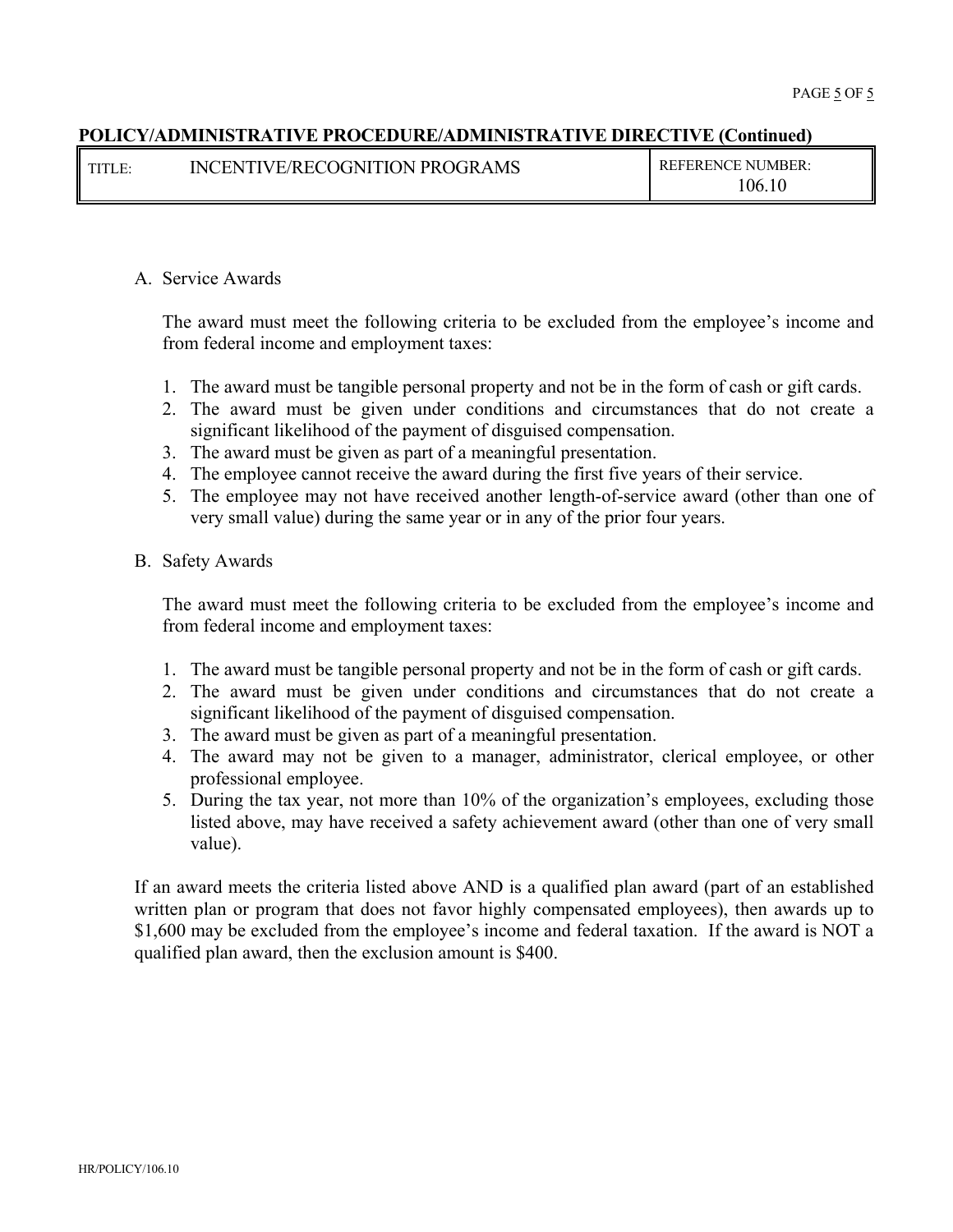**POLICY/ADMINISTRATIVE PROCEDURE/ADMINISTRATIVE DIRECTIVE (Continued)**

| TITLE: INCENTIVE/RECOGNITION PROGRAMS | REFERENCE NUMBER: 106.10 |
|---|---|

A. Service Awards

The award must meet the following criteria to be excluded from the employee's income and from federal income and employment taxes:

1. The award must be tangible personal property and not be in the form of cash or gift cards.
2. The award must be given under conditions and circumstances that do not create a significant likelihood of the payment of disguised compensation.
3. The award must be given as part of a meaningful presentation.
4. The employee cannot receive the award during the first five years of their service.
5. The employee may not have received another length-of-service award (other than one of very small value) during the same year or in any of the prior four years.

B. Safety Awards

The award must meet the following criteria to be excluded from the employee's income and from federal income and employment taxes:

1. The award must be tangible personal property and not be in the form of cash or gift cards.
2. The award must be given under conditions and circumstances that do not create a significant likelihood of the payment of disguised compensation.
3. The award must be given as part of a meaningful presentation.
4. The award may not be given to a manager, administrator, clerical employee, or other professional employee.
5. During the tax year, not more than 10% of the organization's employees, excluding those listed above, may have received a safety achievement award (other than one of very small value).

If an award meets the criteria listed above AND is a qualified plan award (part of an established written plan or program that does not favor highly compensated employees), then awards up to $1,600 may be excluded from the employee's income and federal taxation. If the award is NOT a qualified plan award, then the exclusion amount is $400.